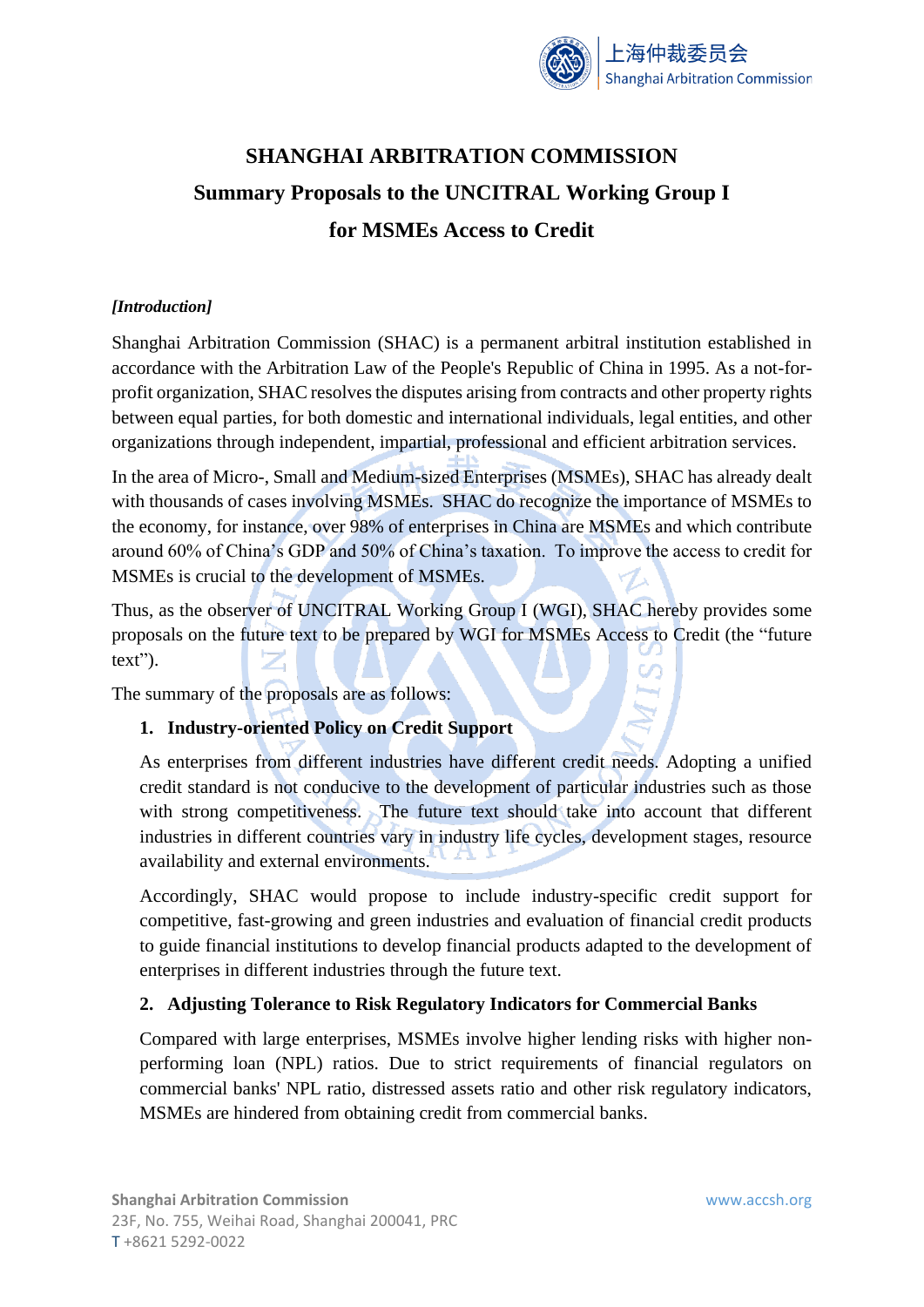# SHANGHAI ARBITRATION COMMISSION

## Summary Proposals to the UNCITRAL Working Group I for MSMEs Access to Credit

***[Introduction]***

Shanghai Arbitration Commission (SHAC) is a permanent arbitral institution established in accordance with the Arbitration Law of the People's Republic of China in 1995. As a not-for-profit organization, SHAC resolves the disputes arising from contracts and other property rights between equal parties, for both domestic and international individuals, legal entities, and other organizations through independent, impartial, professional and efficient arbitration services.

In the area of Micro-, Small and Medium-sized Enterprises (MSMEs), SHAC has already dealt with thousands of cases involving MSMEs. SHAC do recognize the importance of MSMEs to the economy, for instance, over 98% of enterprises in China are MSMEs and which contribute around 60% of China's GDP and 50% of China's taxation. To improve the access to credit for MSMEs is crucial to the development of MSMEs.

Thus, as the observer of UNCITRAL Working Group I (WGI), SHAC hereby provides some proposals on the future text to be prepared by WGI for MSMEs Access to Credit (the "future text").

The summary of the proposals are as follows:

1. **Industry-oriented Policy on Credit Support**

   As enterprises from different industries have different credit needs. Adopting a unified credit standard is not conducive to the development of particular industries such as those with strong competitiveness. The future text should take into account that different industries in different countries vary in industry life cycles, development stages, resource availability and external environments.

   Accordingly, SHAC would propose to include industry-specific credit support for competitive, fast-growing and green industries and evaluation of financial credit products to guide financial institutions to develop financial products adapted to the development of enterprises in different industries through the future text.

2. **Adjusting Tolerance to Risk Regulatory Indicators for Commercial Banks**

   Compared with large enterprises, MSMEs involve higher lending risks with higher non-performing loan (NPL) ratios. Due to strict requirements of financial regulators on commercial banks' NPL ratio, distressed assets ratio and other risk regulatory indicators, MSMEs are hindered from obtaining credit from commercial banks.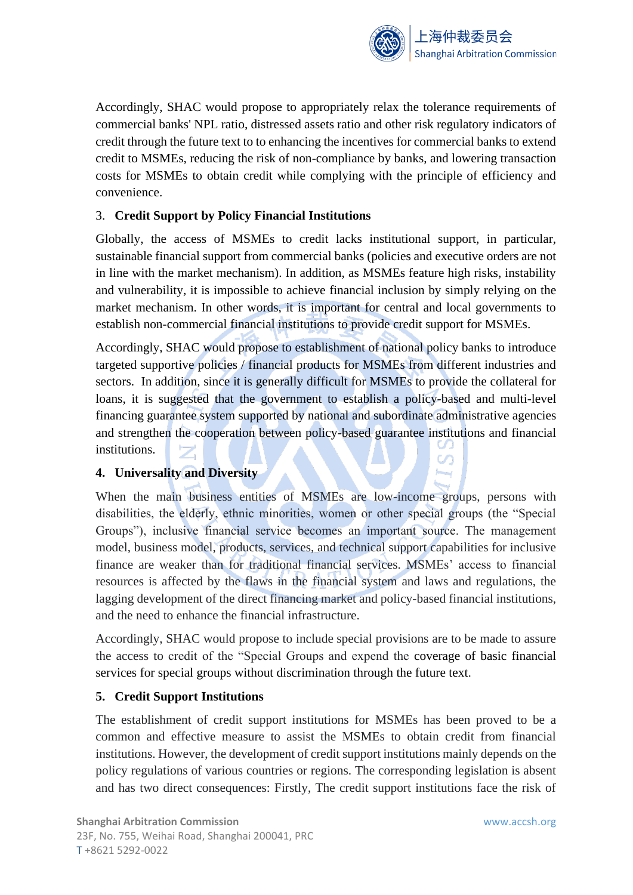Accordingly, SHAC would propose to appropriately relax the tolerance requirements of commercial banks' NPL ratio, distressed assets ratio and other risk regulatory indicators of credit through the future text to to enhancing the incentives for commercial banks to extend credit to MSMEs, reducing the risk of non-compliance by banks, and lowering transaction costs for MSMEs to obtain credit while complying with the principle of efficiency and convenience.

3. **Credit Support by Policy Financial Institutions**

Globally, the access of MSMEs to credit lacks institutional support, in particular, sustainable financial support from commercial banks (policies and executive orders are not in line with the market mechanism). In addition, as MSMEs feature high risks, instability and vulnerability, it is impossible to achieve financial inclusion by simply relying on the market mechanism. In other words, it is important for central and local governments to establish non-commercial financial institutions to provide credit support for MSMEs.

Accordingly, SHAC would propose to establishment of national policy banks to introduce targeted supportive policies / financial products for MSMEs from different industries and sectors. In addition, since it is generally difficult for MSMEs to provide the collateral for loans, it is suggested that the government to establish a policy-based and multi-level financing guarantee system supported by national and subordinate administrative agencies and strengthen the cooperation between policy-based guarantee institutions and financial institutions.

4. **Universality and Diversity**

When the main business entities of MSMEs are low-income groups, persons with disabilities, the elderly, ethnic minorities, women or other special groups (the "Special Groups"), inclusive financial service becomes an important source. The management model, business model, products, services, and technical support capabilities for inclusive finance are weaker than for traditional financial services. MSMEs' access to financial resources is affected by the flaws in the financial system and laws and regulations, the lagging development of the direct financing market and policy-based financial institutions, and the need to enhance the financial infrastructure.

Accordingly, SHAC would propose to include special provisions are to be made to assure the access to credit of the "Special Groups and expend the coverage of basic financial services for special groups without discrimination through the future text.

5. **Credit Support Institutions**

The establishment of credit support institutions for MSMEs has been proved to be a common and effective measure to assist the MSMEs to obtain credit from financial institutions. However, the development of credit support institutions mainly depends on the policy regulations of various countries or regions. The corresponding legislation is absent and has two direct consequences: Firstly, The credit support institutions face the risk of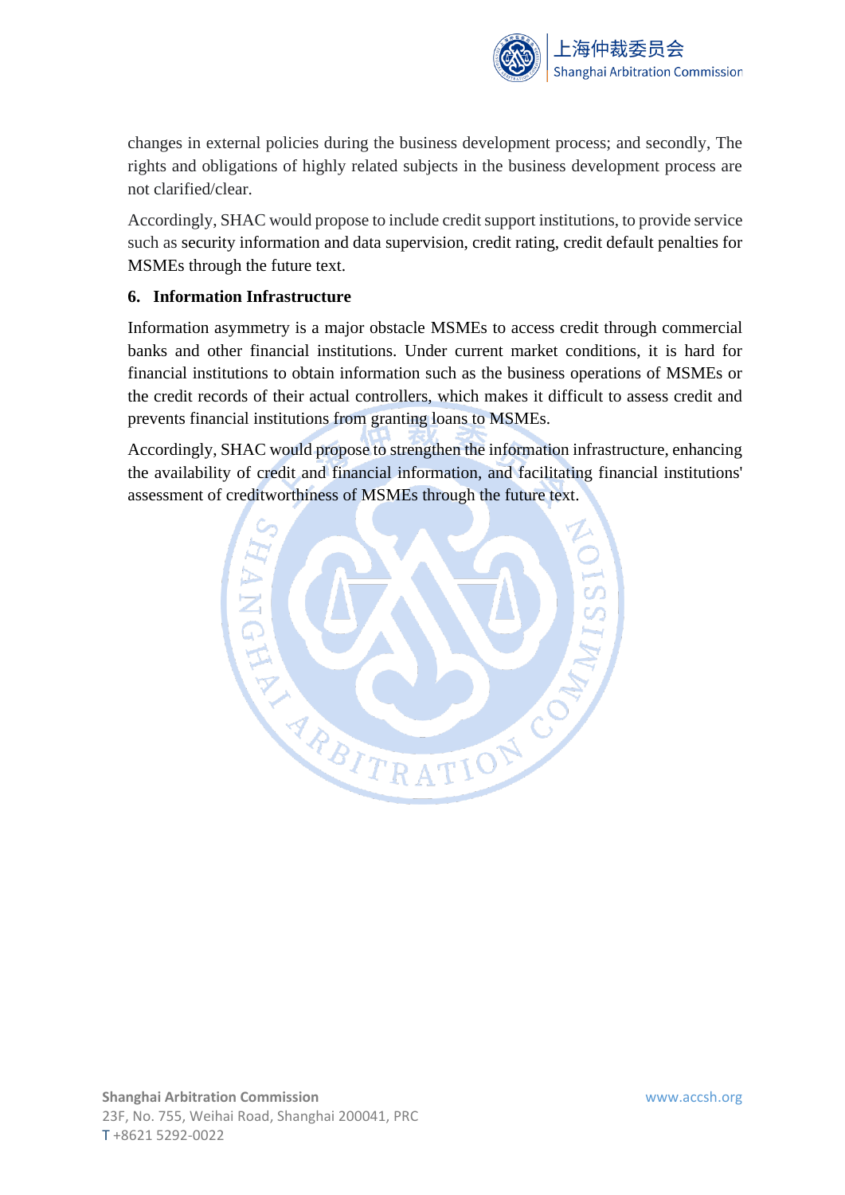changes in external policies during the business development process; and secondly, The rights and obligations of highly related subjects in the business development process are not clarified/clear.

Accordingly, SHAC would propose to include credit support institutions, to provide service such as security information and data supervision, credit rating, credit default penalties for MSMEs through the future text.

**6. Information Infrastructure**

Information asymmetry is a major obstacle MSMEs to access credit through commercial banks and other financial institutions. Under current market conditions, it is hard for financial institutions to obtain information such as the business operations of MSMEs or the credit records of their actual controllers, which makes it difficult to assess credit and prevents financial institutions from granting loans to MSMEs.

Accordingly, SHAC would propose to strengthen the information infrastructure, enhancing the availability of credit and financial information, and facilitating financial institutions' assessment of creditworthiness of MSMEs through the future text.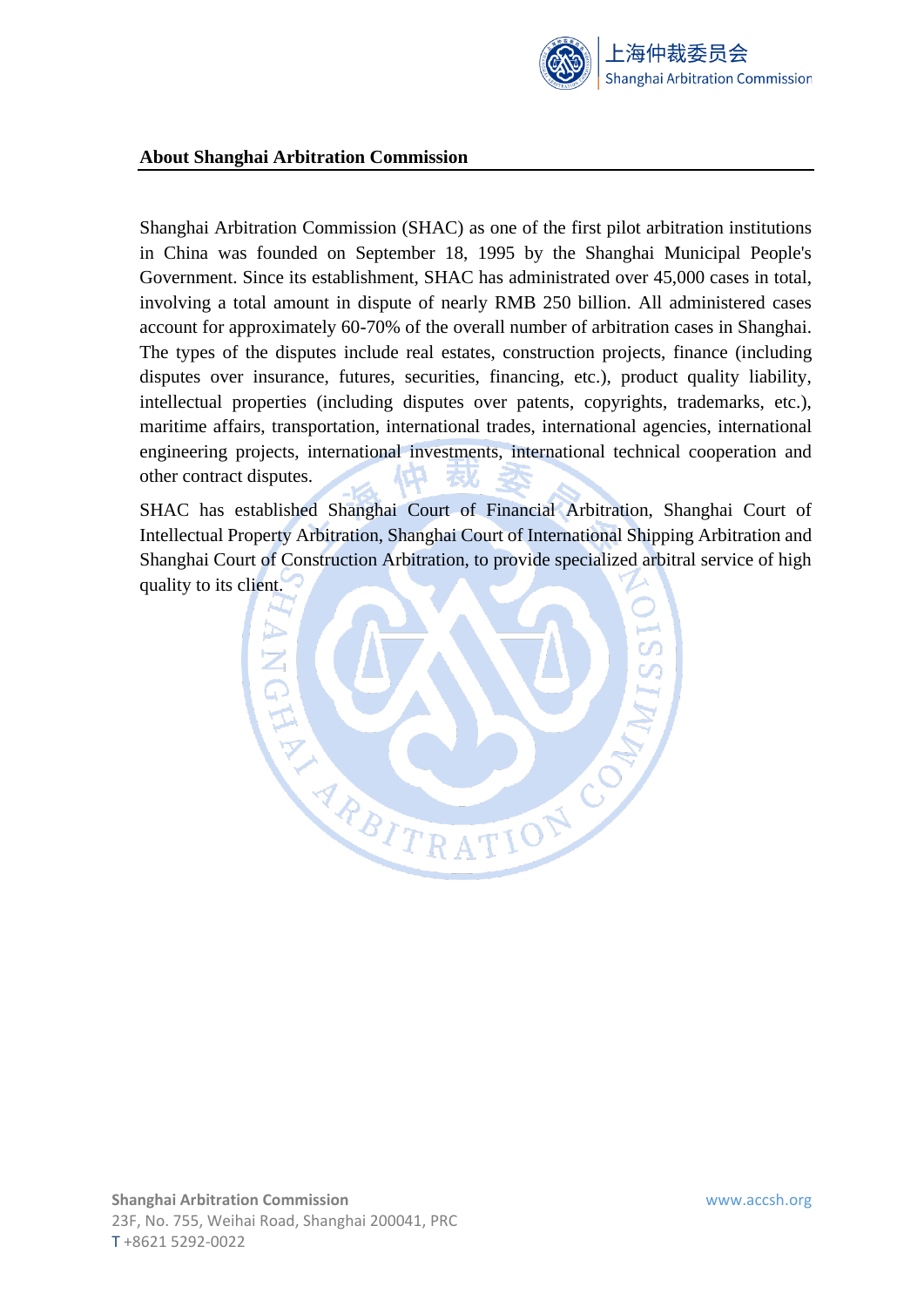## About Shanghai Arbitration Commission

Shanghai Arbitration Commission (SHAC) as one of the first pilot arbitration institutions in China was founded on September 18, 1995 by the Shanghai Municipal People's Government. Since its establishment, SHAC has administrated over 45,000 cases in total, involving a total amount in dispute of nearly RMB 250 billion. All administered cases account for approximately 60-70% of the overall number of arbitration cases in Shanghai. The types of the disputes include real estates, construction projects, finance (including disputes over insurance, futures, securities, financing, etc.), product quality liability, intellectual properties (including disputes over patents, copyrights, trademarks, etc.), maritime affairs, transportation, international trades, international agencies, international engineering projects, international investments, international technical cooperation and other contract disputes.

SHAC has established Shanghai Court of Financial Arbitration, Shanghai Court of Intellectual Property Arbitration, Shanghai Court of International Shipping Arbitration and Shanghai Court of Construction Arbitration, to provide specialized arbitral service of high quality to its client.

**Shanghai Arbitration Commission**
23F, No. 755, Weihai Road, Shanghai 200041, PRC
T +8621 5292-0022

www.accsh.org